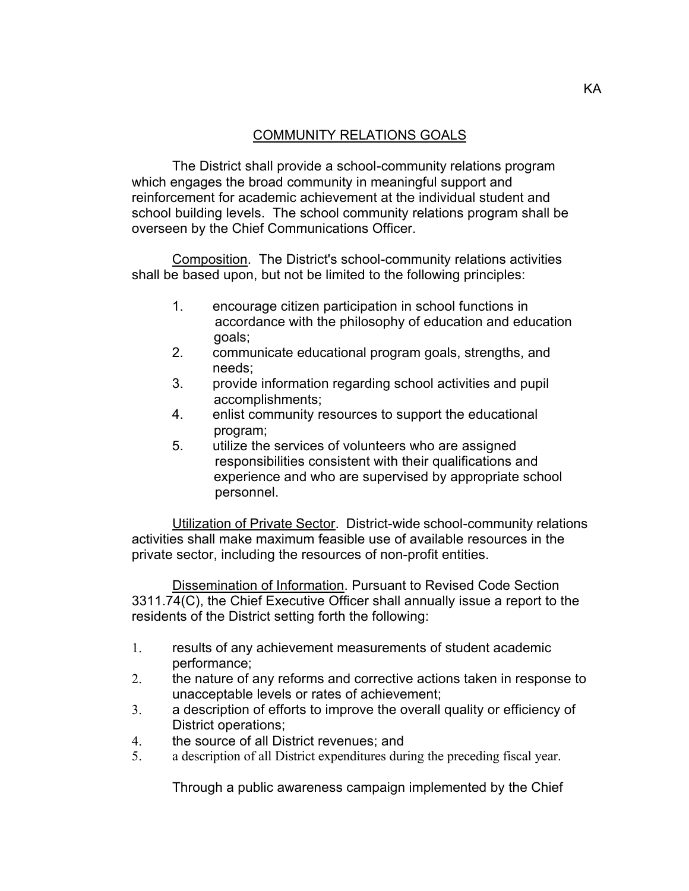KA

## COMMUNITY RELATIONS GOALS

The District shall provide a school-community relations program which engages the broad community in meaningful support and reinforcement for academic achievement at the individual student and school building levels. The school community relations program shall be overseen by the Chief Communications Officer.

Composition. The District's school-community relations activities shall be based upon, but not be limited to the following principles:

1. encourage citizen participation in school functions in accordance with the philosophy of education and education goals;
2. communicate educational program goals, strengths, and needs;
3. provide information regarding school activities and pupil accomplishments;
4. enlist community resources to support the educational program;
5. utilize the services of volunteers who are assigned responsibilities consistent with their qualifications and experience and who are supervised by appropriate school personnel.

Utilization of Private Sector. District-wide school-community relations activities shall make maximum feasible use of available resources in the private sector, including the resources of non-profit entities.

Dissemination of Information. Pursuant to Revised Code Section 3311.74(C), the Chief Executive Officer shall annually issue a report to the residents of the District setting forth the following:

1. results of any achievement measurements of student academic performance;
2. the nature of any reforms and corrective actions taken in response to unacceptable levels or rates of achievement;
3. a description of efforts to improve the overall quality or efficiency of District operations;
4. the source of all District revenues; and
5. a description of all District expenditures during the preceding fiscal year.

Through a public awareness campaign implemented by the Chief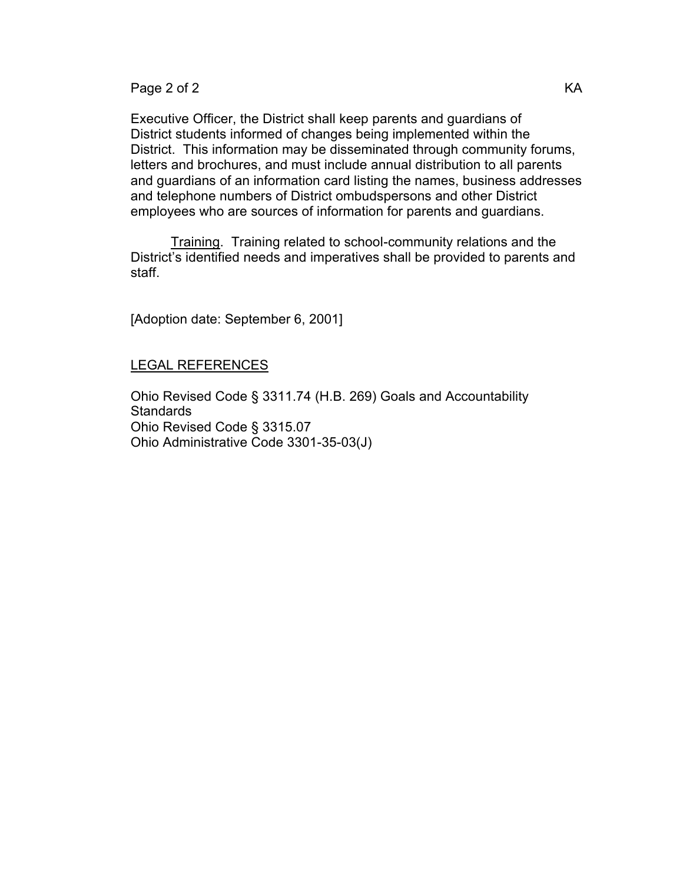Executive Officer, the District shall keep parents and guardians of District students informed of changes being implemented within the District. This information may be disseminated through community forums, letters and brochures, and must include annual distribution to all parents and guardians of an information card listing the names, business addresses and telephone numbers of District ombudspersons and other District employees who are sources of information for parents and guardians.

<u>Training</u>. Training related to school-community relations and the District's identified needs and imperatives shall be provided to parents and staff.

[Adoption date: September 6, 2001]

<u>LEGAL REFERENCES</u>

Ohio Revised Code § 3311.74 (H.B. 269) Goals and Accountability Standards
Ohio Revised Code § 3315.07
Ohio Administrative Code 3301-35-03(J)